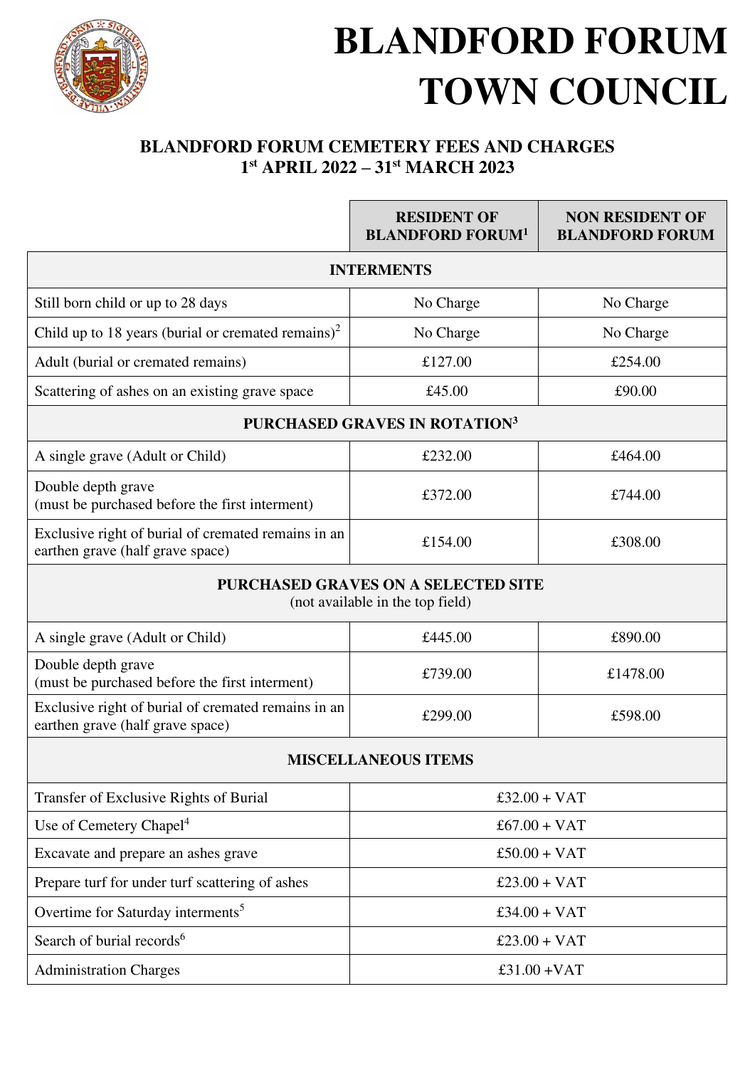# BLANDFORD FORUM TOWN COUNCIL

## BLANDFORD FORUM CEMETERY FEES AND CHARGES
## 1st APRIL 2022 – 31st MARCH 2023

| | RESIDENT OF BLANDFORD FORUM[1] | NON RESIDENT OF BLANDFORD FORUM |
|---|---|---|
| **INTERMENTS** | | |
| Still born child or up to 28 days | No Charge | No Charge |
| Child up to 18 years (burial or cremated remains)[2] | No Charge | No Charge |
| Adult (burial or cremated remains) | £127.00 | £254.00 |
| Scattering of ashes on an existing grave space | £45.00 | £90.00 |
| **PURCHASED GRAVES IN ROTATION[3]** | | |
| A single grave (Adult or Child) | £232.00 | £464.00 |
| Double depth grave (must be purchased before the first interment) | £372.00 | £744.00 |
| Exclusive right of burial of cremated remains in an earthen grave (half grave space) | £154.00 | £308.00 |
| **PURCHASED GRAVES ON A SELECTED SITE** (not available in the top field) | | |
| A single grave (Adult or Child) | £445.00 | £890.00 |
| Double depth grave (must be purchased before the first interment) | £739.00 | £1478.00 |
| Exclusive right of burial of cremated remains in an earthen grave (half grave space) | £299.00 | £598.00 |
| **MISCELLANEOUS ITEMS** | | |
| Transfer of Exclusive Rights of Burial | £32.00 + VAT | |
| Use of Cemetery Chapel[4] | £67.00 + VAT | |
| Excavate and prepare an ashes grave | £50.00 + VAT | |
| Prepare turf for under turf scattering of ashes | £23.00 + VAT | |
| Overtime for Saturday interments[5] | £34.00 + VAT | |
| Search of burial records[6] | £23.00 + VAT | |
| Administration Charges | £31.00 +VAT | |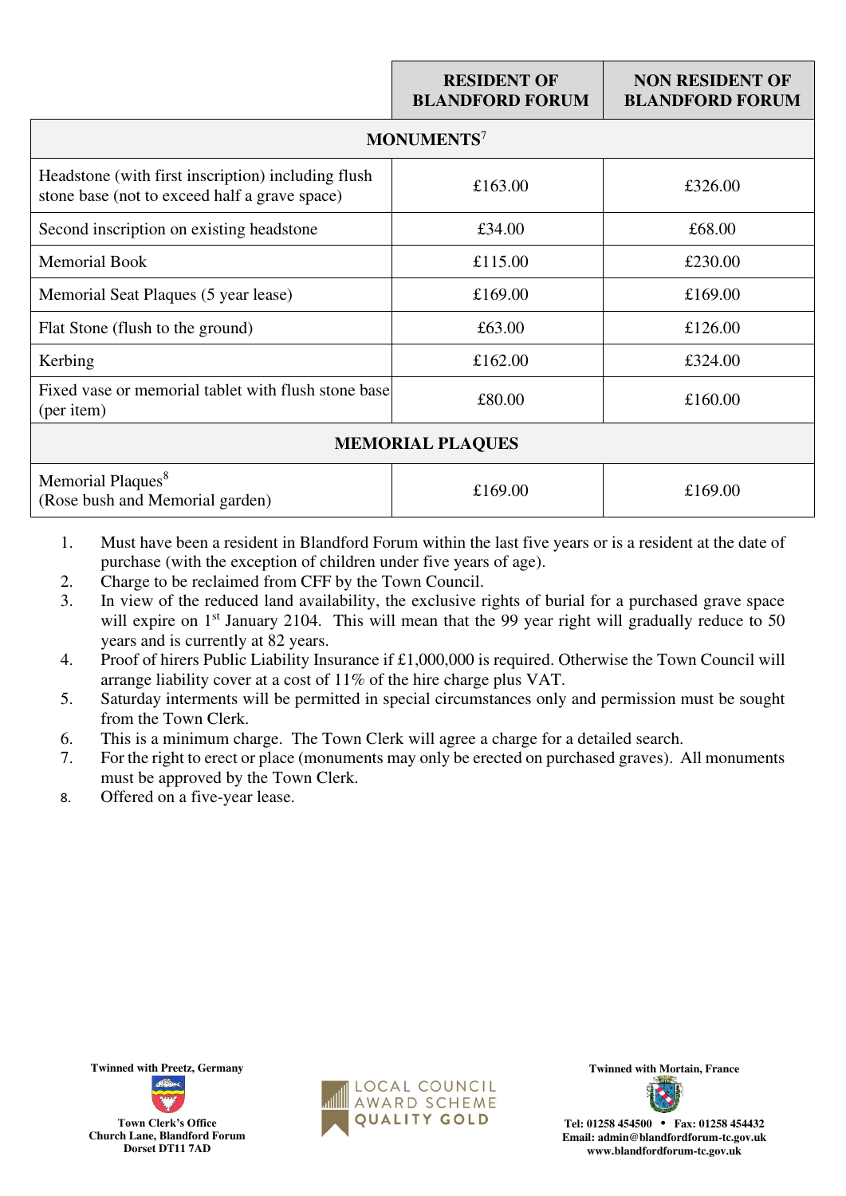| | RESIDENT OF BLANDFORD FORUM | NON RESIDENT OF BLANDFORD FORUM |
|---|---|---|
| **MONUMENTS**[7] | | |
| Headstone (with first inscription) including flush stone base (not to exceed half a grave space) | £163.00 | £326.00 |
| Second inscription on existing headstone | £34.00 | £68.00 |
| Memorial Book | £115.00 | £230.00 |
| Memorial Seat Plaques (5 year lease) | £169.00 | £169.00 |
| Flat Stone (flush to the ground) | £63.00 | £126.00 |
| Kerbing | £162.00 | £324.00 |
| Fixed vase or memorial tablet with flush stone base (per item) | £80.00 | £160.00 |
| **MEMORIAL PLAQUES** | | |
| Memorial Plaques[8] (Rose bush and Memorial garden) | £169.00 | £169.00 |

1. Must have been a resident in Blandford Forum within the last five years or is a resident at the date of purchase (with the exception of children under five years of age).
2. Charge to be reclaimed from CFF by the Town Council.
3. In view of the reduced land availability, the exclusive rights of burial for a purchased grave space will expire on 1st January 2104. This will mean that the 99 year right will gradually reduce to 50 years and is currently at 82 years.
4. Proof of hirers Public Liability Insurance if £1,000,000 is required. Otherwise the Town Council will arrange liability cover at a cost of 11% of the hire charge plus VAT.
5. Saturday interments will be permitted in special circumstances only and permission must be sought from the Town Clerk.
6. This is a minimum charge. The Town Clerk will agree a charge for a detailed search.
7. For the right to erect or place (monuments may only be erected on purchased graves). All monuments must be approved by the Town Clerk.
8. Offered on a five-year lease.

**Twinned with Preetz, Germany**

**Town Clerk's Office**
**Church Lane, Blandford Forum**
**Dorset DT11 7AD**

LOCAL COUNCIL AWARD SCHEME QUALITY GOLD

**Twinned with Mortain, France**

**Tel: 01258 454500 • Fax: 01258 454432**
**Email: admin@blandfordforum-tc.gov.uk**
**www.blandfordforum-tc.gov.uk**